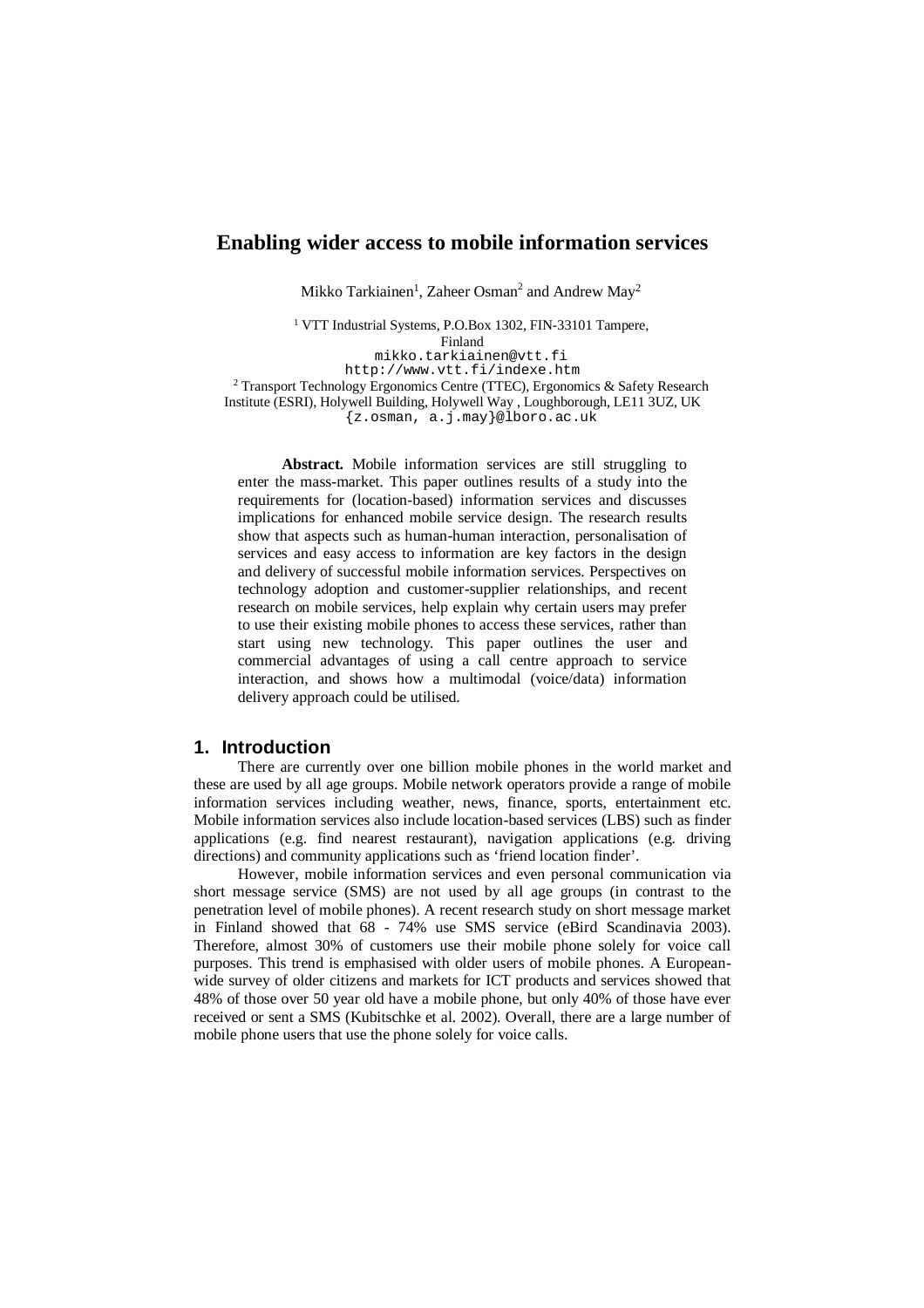# Enabling wider access to mobile information services

Mikko Tarkiainen[1], Zaheer Osman[2] and Andrew May[2]

[1] VTT Industrial Systems, P.O.Box 1302, FIN-33101 Tampere, Finland
mikko.tarkiainen@vtt.fi
http://www.vtt.fi/indexe.htm

[2] Transport Technology Ergonomics Centre (TTEC), Ergonomics & Safety Research Institute (ESRI), Holywell Building, Holywell Way , Loughborough, LE11 3UZ, UK
{z.osman, a.j.may}@lboro.ac.uk

**Abstract.** Mobile information services are still struggling to enter the mass-market. This paper outlines results of a study into the requirements for (location-based) information services and discusses implications for enhanced mobile service design. The research results show that aspects such as human-human interaction, personalisation of services and easy access to information are key factors in the design and delivery of successful mobile information services. Perspectives on technology adoption and customer-supplier relationships, and recent research on mobile services, help explain why certain users may prefer to use their existing mobile phones to access these services, rather than start using new technology. This paper outlines the user and commercial advantages of using a call centre approach to service interaction, and shows how a multimodal (voice/data) information delivery approach could be utilised.

## 1. Introduction

There are currently over one billion mobile phones in the world market and these are used by all age groups. Mobile network operators provide a range of mobile information services including weather, news, finance, sports, entertainment etc. Mobile information services also include location-based services (LBS) such as finder applications (e.g. find nearest restaurant), navigation applications (e.g. driving directions) and community applications such as 'friend location finder'.

However, mobile information services and even personal communication via short message service (SMS) are not used by all age groups (in contrast to the penetration level of mobile phones). A recent research study on short message market in Finland showed that 68 - 74% use SMS service (eBird Scandinavia 2003). Therefore, almost 30% of customers use their mobile phone solely for voice call purposes. This trend is emphasised with older users of mobile phones. A European-wide survey of older citizens and markets for ICT products and services showed that 48% of those over 50 year old have a mobile phone, but only 40% of those have ever received or sent a SMS (Kubitschke et al. 2002). Overall, there are a large number of mobile phone users that use the phone solely for voice calls.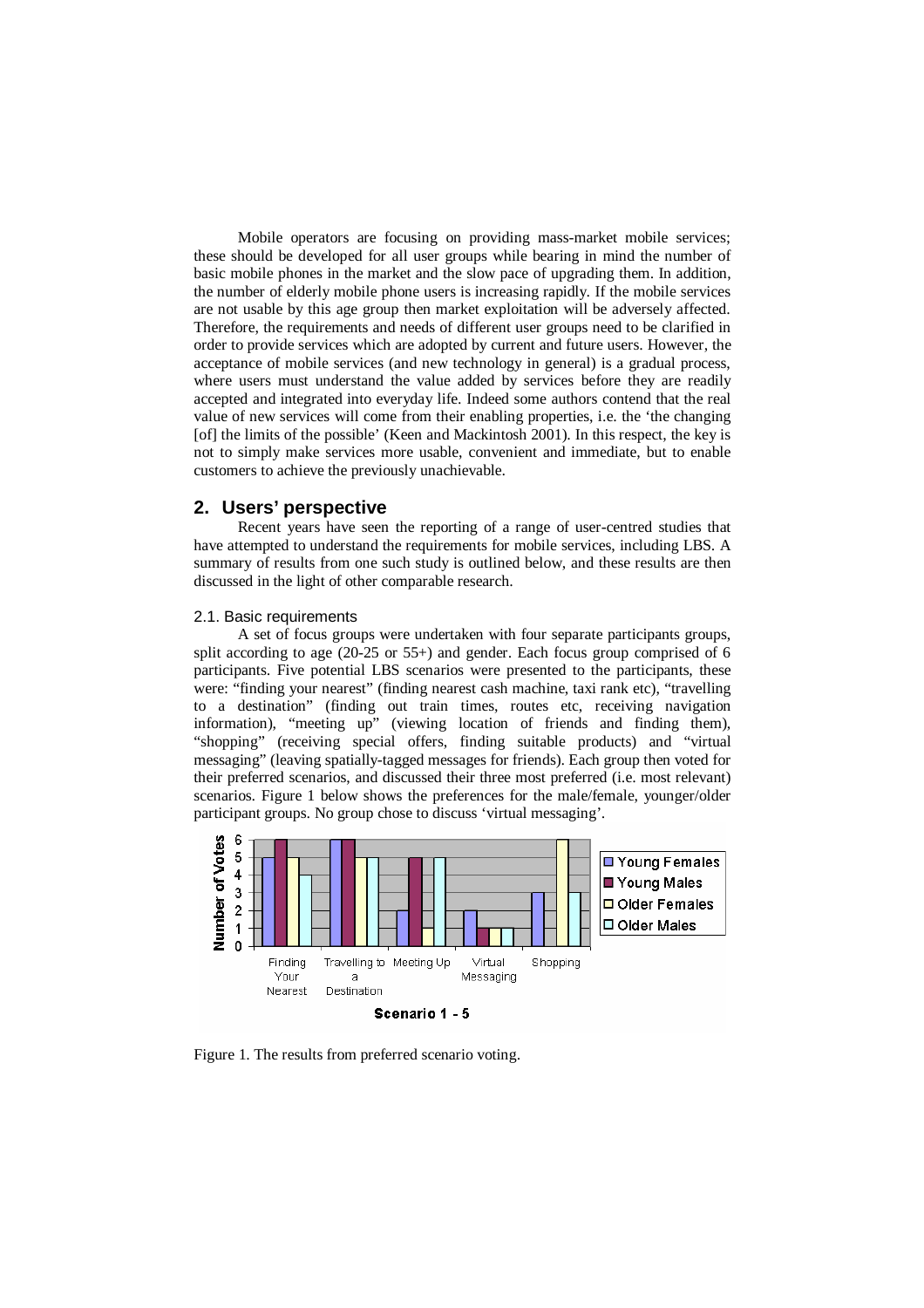Mobile operators are focusing on providing mass-market mobile services; these should be developed for all user groups while bearing in mind the number of basic mobile phones in the market and the slow pace of upgrading them. In addition, the number of elderly mobile phone users is increasing rapidly. If the mobile services are not usable by this age group then market exploitation will be adversely affected. Therefore, the requirements and needs of different user groups need to be clarified in order to provide services which are adopted by current and future users. However, the acceptance of mobile services (and new technology in general) is a gradual process, where users must understand the value added by services before they are readily accepted and integrated into everyday life. Indeed some authors contend that the real value of new services will come from their enabling properties, i.e. the 'the changing [of] the limits of the possible' (Keen and Mackintosh 2001). In this respect, the key is not to simply make services more usable, convenient and immediate, but to enable customers to achieve the previously unachievable.

## 2. Users' perspective

Recent years have seen the reporting of a range of user-centred studies that have attempted to understand the requirements for mobile services, including LBS. A summary of results from one such study is outlined below, and these results are then discussed in the light of other comparable research.

### 2.1. Basic requirements

A set of focus groups were undertaken with four separate participants groups, split according to age (20-25 or 55+) and gender. Each focus group comprised of 6 participants. Five potential LBS scenarios were presented to the participants, these were: "finding your nearest" (finding nearest cash machine, taxi rank etc), "travelling to a destination" (finding out train times, routes etc, receiving navigation information), "meeting up" (viewing location of friends and finding them), "shopping" (receiving special offers, finding suitable products) and "virtual messaging" (leaving spatially-tagged messages for friends). Each group then voted for their preferred scenarios, and discussed their three most preferred (i.e. most relevant) scenarios. Figure 1 below shows the preferences for the male/female, younger/older participant groups. No group chose to discuss 'virtual messaging'.

Figure 1. The results from preferred scenario voting.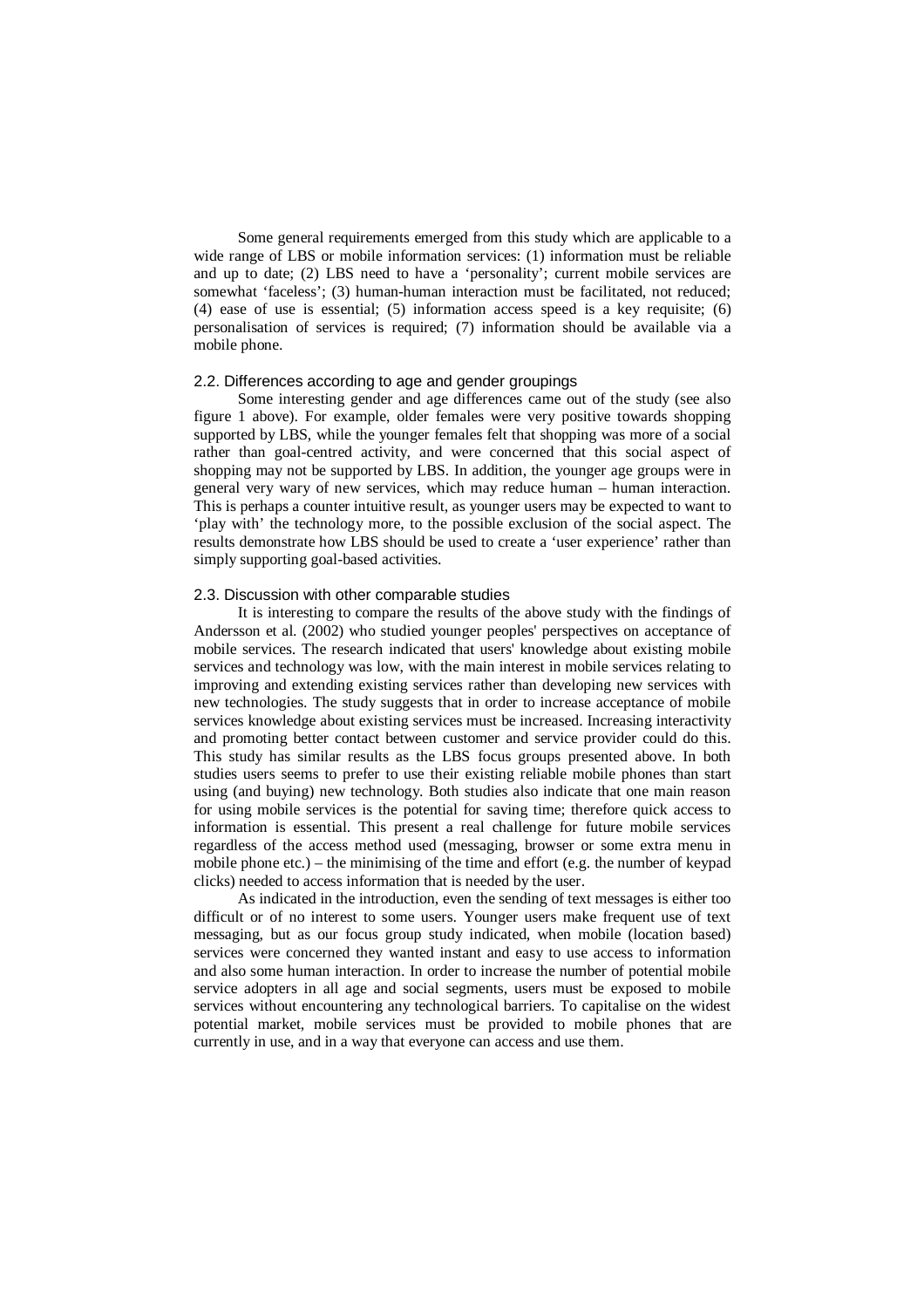Some general requirements emerged from this study which are applicable to a wide range of LBS or mobile information services: (1) information must be reliable and up to date; (2) LBS need to have a 'personality'; current mobile services are somewhat 'faceless'; (3) human-human interaction must be facilitated, not reduced; (4) ease of use is essential; (5) information access speed is a key requisite; (6) personalisation of services is required; (7) information should be available via a mobile phone.

### 2.2. Differences according to age and gender groupings

Some interesting gender and age differences came out of the study (see also figure 1 above). For example, older females were very positive towards shopping supported by LBS, while the younger females felt that shopping was more of a social rather than goal-centred activity, and were concerned that this social aspect of shopping may not be supported by LBS. In addition, the younger age groups were in general very wary of new services, which may reduce human – human interaction. This is perhaps a counter intuitive result, as younger users may be expected to want to 'play with' the technology more, to the possible exclusion of the social aspect. The results demonstrate how LBS should be used to create a 'user experience' rather than simply supporting goal-based activities.

### 2.3. Discussion with other comparable studies

It is interesting to compare the results of the above study with the findings of Andersson et al. (2002) who studied younger peoples' perspectives on acceptance of mobile services. The research indicated that users' knowledge about existing mobile services and technology was low, with the main interest in mobile services relating to improving and extending existing services rather than developing new services with new technologies. The study suggests that in order to increase acceptance of mobile services knowledge about existing services must be increased. Increasing interactivity and promoting better contact between customer and service provider could do this. This study has similar results as the LBS focus groups presented above. In both studies users seems to prefer to use their existing reliable mobile phones than start using (and buying) new technology. Both studies also indicate that one main reason for using mobile services is the potential for saving time; therefore quick access to information is essential. This present a real challenge for future mobile services regardless of the access method used (messaging, browser or some extra menu in mobile phone etc.) – the minimising of the time and effort (e.g. the number of keypad clicks) needed to access information that is needed by the user.

As indicated in the introduction, even the sending of text messages is either too difficult or of no interest to some users. Younger users make frequent use of text messaging, but as our focus group study indicated, when mobile (location based) services were concerned they wanted instant and easy to use access to information and also some human interaction. In order to increase the number of potential mobile service adopters in all age and social segments, users must be exposed to mobile services without encountering any technological barriers. To capitalise on the widest potential market, mobile services must be provided to mobile phones that are currently in use, and in a way that everyone can access and use them.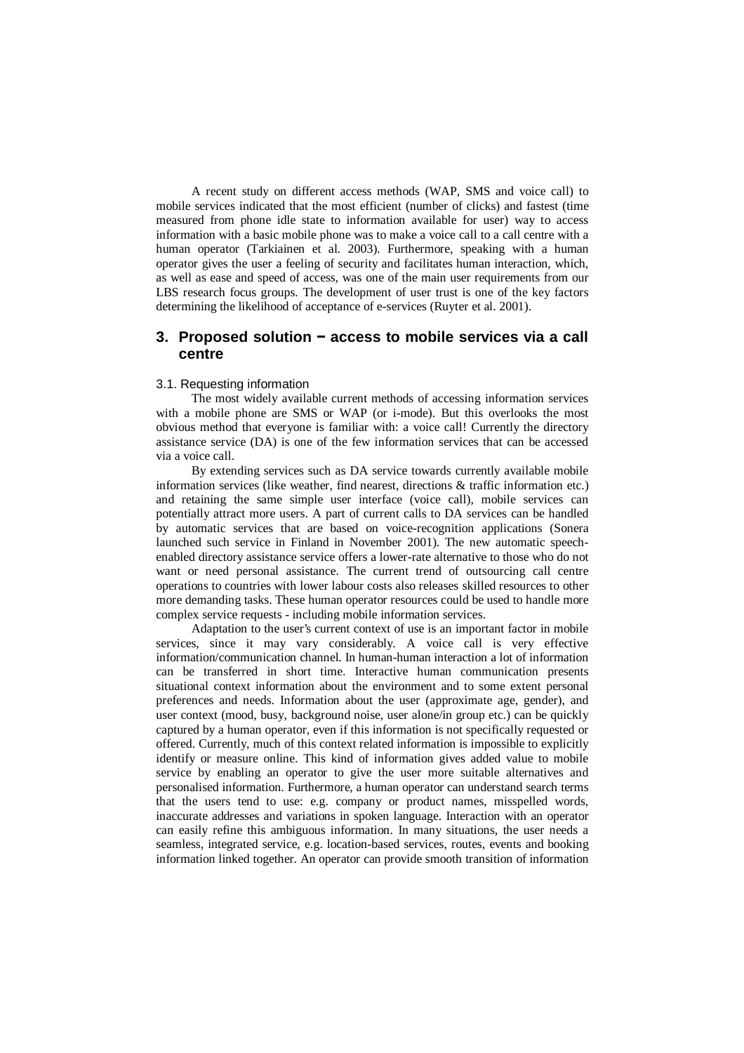A recent study on different access methods (WAP, SMS and voice call) to mobile services indicated that the most efficient (number of clicks) and fastest (time measured from phone idle state to information available for user) way to access information with a basic mobile phone was to make a voice call to a call centre with a human operator (Tarkiainen et al. 2003). Furthermore, speaking with a human operator gives the user a feeling of security and facilitates human interaction, which, as well as ease and speed of access, was one of the main user requirements from our LBS research focus groups. The development of user trust is one of the key factors determining the likelihood of acceptance of e-services (Ruyter et al. 2001).

## 3. Proposed solution – access to mobile services via a call centre

### 3.1. Requesting information

The most widely available current methods of accessing information services with a mobile phone are SMS or WAP (or i-mode). But this overlooks the most obvious method that everyone is familiar with: a voice call! Currently the directory assistance service (DA) is one of the few information services that can be accessed via a voice call.

By extending services such as DA service towards currently available mobile information services (like weather, find nearest, directions & traffic information etc.) and retaining the same simple user interface (voice call), mobile services can potentially attract more users. A part of current calls to DA services can be handled by automatic services that are based on voice-recognition applications (Sonera launched such service in Finland in November 2001). The new automatic speech-enabled directory assistance service offers a lower-rate alternative to those who do not want or need personal assistance. The current trend of outsourcing call centre operations to countries with lower labour costs also releases skilled resources to other more demanding tasks. These human operator resources could be used to handle more complex service requests - including mobile information services.

Adaptation to the user's current context of use is an important factor in mobile services, since it may vary considerably. A voice call is very effective information/communication channel. In human-human interaction a lot of information can be transferred in short time. Interactive human communication presents situational context information about the environment and to some extent personal preferences and needs. Information about the user (approximate age, gender), and user context (mood, busy, background noise, user alone/in group etc.) can be quickly captured by a human operator, even if this information is not specifically requested or offered. Currently, much of this context related information is impossible to explicitly identify or measure online. This kind of information gives added value to mobile service by enabling an operator to give the user more suitable alternatives and personalised information. Furthermore, a human operator can understand search terms that the users tend to use: e.g. company or product names, misspelled words, inaccurate addresses and variations in spoken language. Interaction with an operator can easily refine this ambiguous information. In many situations, the user needs a seamless, integrated service, e.g. location-based services, routes, events and booking information linked together. An operator can provide smooth transition of information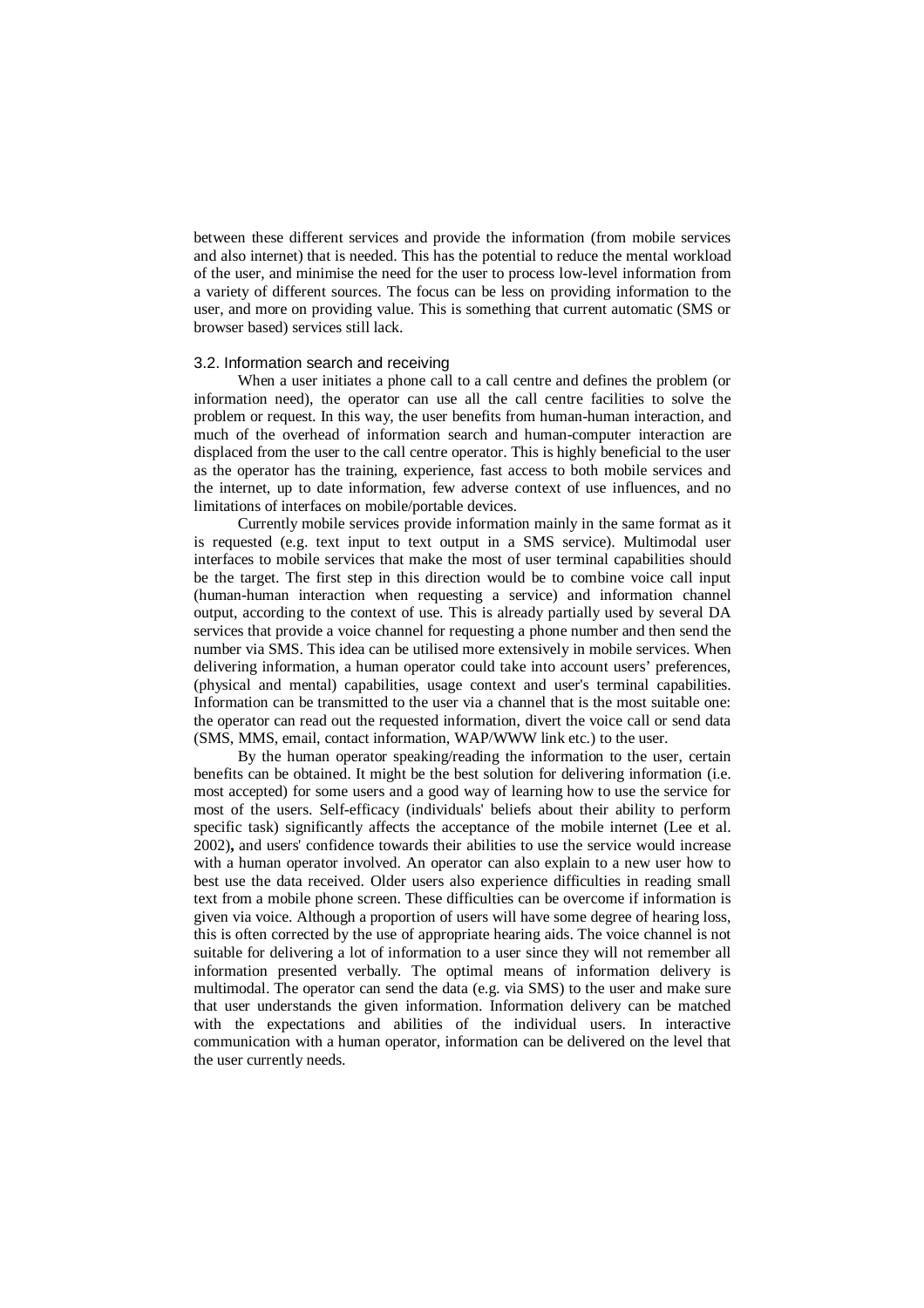between these different services and provide the information (from mobile services and also internet) that is needed. This has the potential to reduce the mental workload of the user, and minimise the need for the user to process low-level information from a variety of different sources. The focus can be less on providing information to the user, and more on providing value. This is something that current automatic (SMS or browser based) services still lack.

### 3.2. Information search and receiving

When a user initiates a phone call to a call centre and defines the problem (or information need), the operator can use all the call centre facilities to solve the problem or request. In this way, the user benefits from human-human interaction, and much of the overhead of information search and human-computer interaction are displaced from the user to the call centre operator. This is highly beneficial to the user as the operator has the training, experience, fast access to both mobile services and the internet, up to date information, few adverse context of use influences, and no limitations of interfaces on mobile/portable devices.

Currently mobile services provide information mainly in the same format as it is requested (e.g. text input to text output in a SMS service). Multimodal user interfaces to mobile services that make the most of user terminal capabilities should be the target. The first step in this direction would be to combine voice call input (human-human interaction when requesting a service) and information channel output, according to the context of use. This is already partially used by several DA services that provide a voice channel for requesting a phone number and then send the number via SMS. This idea can be utilised more extensively in mobile services. When delivering information, a human operator could take into account users' preferences, (physical and mental) capabilities, usage context and user's terminal capabilities. Information can be transmitted to the user via a channel that is the most suitable one: the operator can read out the requested information, divert the voice call or send data (SMS, MMS, email, contact information, WAP/WWW link etc.) to the user.

By the human operator speaking/reading the information to the user, certain benefits can be obtained. It might be the best solution for delivering information (i.e. most accepted) for some users and a good way of learning how to use the service for most of the users. Self-efficacy (individuals' beliefs about their ability to perform specific task) significantly affects the acceptance of the mobile internet (Lee et al. 2002), and users' confidence towards their abilities to use the service would increase with a human operator involved. An operator can also explain to a new user how to best use the data received. Older users also experience difficulties in reading small text from a mobile phone screen. These difficulties can be overcome if information is given via voice. Although a proportion of users will have some degree of hearing loss, this is often corrected by the use of appropriate hearing aids. The voice channel is not suitable for delivering a lot of information to a user since they will not remember all information presented verbally. The optimal means of information delivery is multimodal. The operator can send the data (e.g. via SMS) to the user and make sure that user understands the given information. Information delivery can be matched with the expectations and abilities of the individual users. In interactive communication with a human operator, information can be delivered on the level that the user currently needs.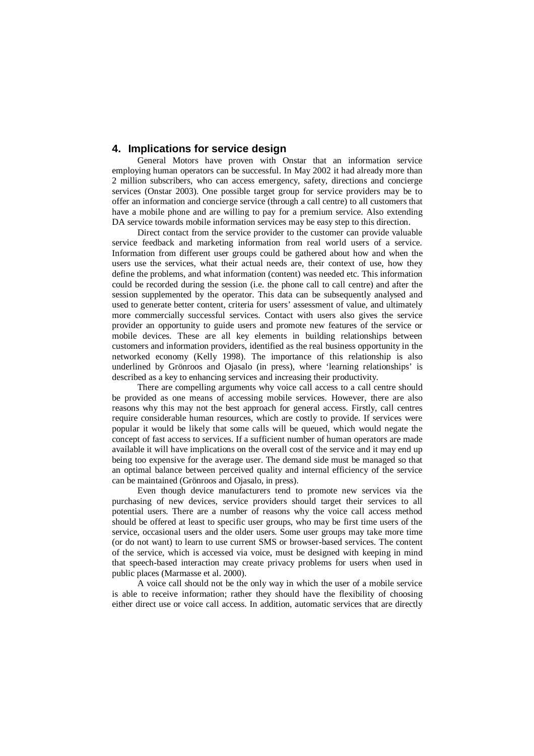## 4. Implications for service design

General Motors have proven with Onstar that an information service employing human operators can be successful. In May 2002 it had already more than 2 million subscribers, who can access emergency, safety, directions and concierge services (Onstar 2003). One possible target group for service providers may be to offer an information and concierge service (through a call centre) to all customers that have a mobile phone and are willing to pay for a premium service. Also extending DA service towards mobile information services may be easy step to this direction.

Direct contact from the service provider to the customer can provide valuable service feedback and marketing information from real world users of a service. Information from different user groups could be gathered about how and when the users use the services, what their actual needs are, their context of use, how they define the problems, and what information (content) was needed etc. This information could be recorded during the session (i.e. the phone call to call centre) and after the session supplemented by the operator. This data can be subsequently analysed and used to generate better content, criteria for users' assessment of value, and ultimately more commercially successful services. Contact with users also gives the service provider an opportunity to guide users and promote new features of the service or mobile devices. These are all key elements in building relationships between customers and information providers, identified as the real business opportunity in the networked economy (Kelly 1998). The importance of this relationship is also underlined by Grönroos and Ojasalo (in press), where 'learning relationships' is described as a key to enhancing services and increasing their productivity.

There are compelling arguments why voice call access to a call centre should be provided as one means of accessing mobile services. However, there are also reasons why this may not the best approach for general access. Firstly, call centres require considerable human resources, which are costly to provide. If services were popular it would be likely that some calls will be queued, which would negate the concept of fast access to services. If a sufficient number of human operators are made available it will have implications on the overall cost of the service and it may end up being too expensive for the average user. The demand side must be managed so that an optimal balance between perceived quality and internal efficiency of the service can be maintained (Grönroos and Ojasalo, in press).

Even though device manufacturers tend to promote new services via the purchasing of new devices, service providers should target their services to all potential users. There are a number of reasons why the voice call access method should be offered at least to specific user groups, who may be first time users of the service, occasional users and the older users. Some user groups may take more time (or do not want) to learn to use current SMS or browser-based services. The content of the service, which is accessed via voice, must be designed with keeping in mind that speech-based interaction may create privacy problems for users when used in public places (Marmasse et al. 2000).

A voice call should not be the only way in which the user of a mobile service is able to receive information; rather they should have the flexibility of choosing either direct use or voice call access. In addition, automatic services that are directly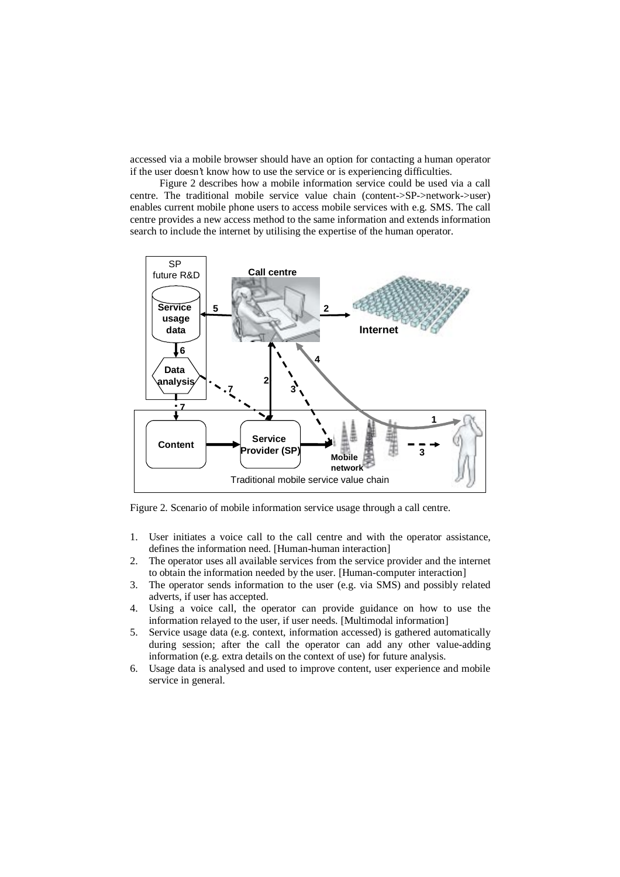accessed via a mobile browser should have an option for contacting a human operator if the user doesn't know how to use the service or is experiencing difficulties.

Figure 2 describes how a mobile information service could be used via a call centre. The traditional mobile service value chain (content->SP->network->user) enables current mobile phone users to access mobile services with e.g. SMS. The call centre provides a new access method to the same information and extends information search to include the internet by utilising the expertise of the human operator.

Figure 2. Scenario of mobile information service usage through a call centre.

1. User initiates a voice call to the call centre and with the operator assistance, defines the information need. [Human-human interaction]
2. The operator uses all available services from the service provider and the internet to obtain the information needed by the user. [Human-computer interaction]
3. The operator sends information to the user (e.g. via SMS) and possibly related adverts, if user has accepted.
4. Using a voice call, the operator can provide guidance on how to use the information relayed to the user, if user needs. [Multimodal information]
5. Service usage data (e.g. context, information accessed) is gathered automatically during session; after the call the operator can add any other value-adding information (e.g. extra details on the context of use) for future analysis.
6. Usage data is analysed and used to improve content, user experience and mobile service in general.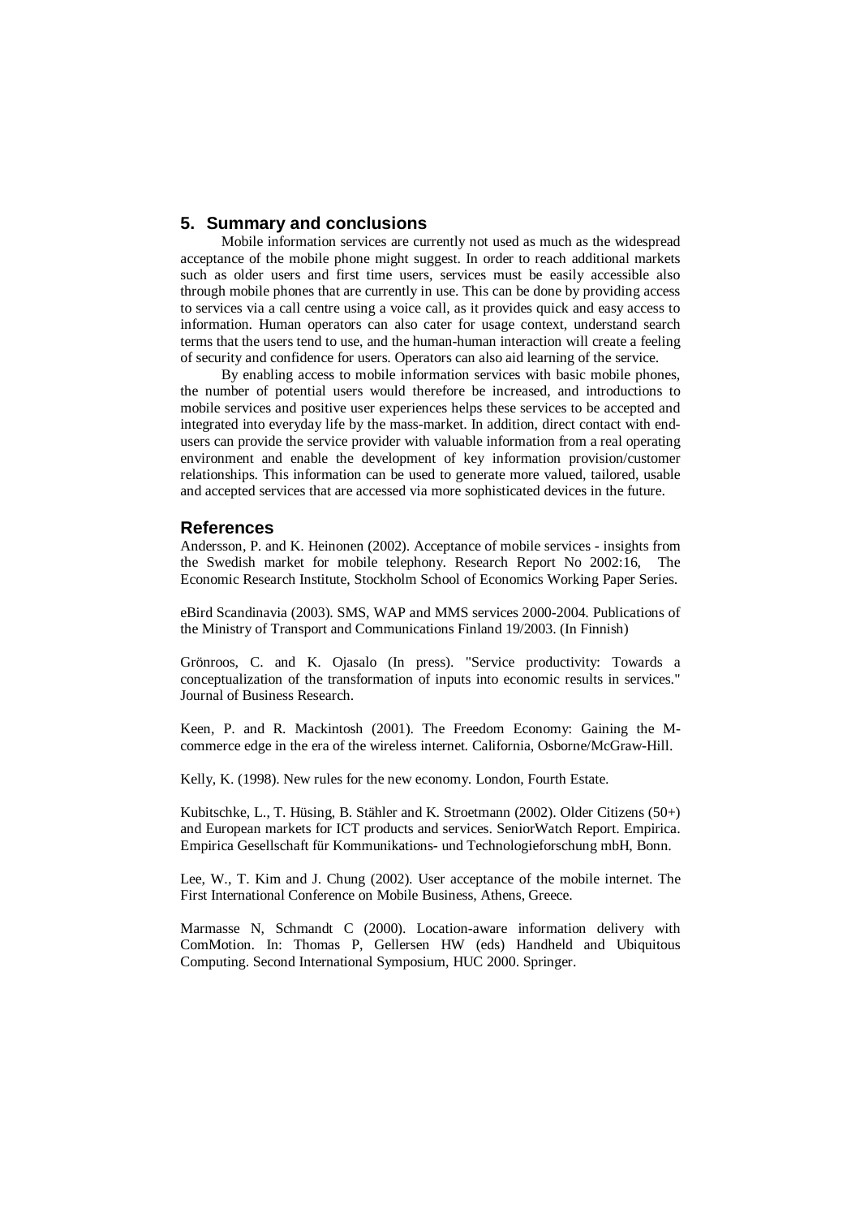## 5. Summary and conclusions

Mobile information services are currently not used as much as the widespread acceptance of the mobile phone might suggest. In order to reach additional markets such as older users and first time users, services must be easily accessible also through mobile phones that are currently in use. This can be done by providing access to services via a call centre using a voice call, as it provides quick and easy access to information. Human operators can also cater for usage context, understand search terms that the users tend to use, and the human-human interaction will create a feeling of security and confidence for users. Operators can also aid learning of the service.

By enabling access to mobile information services with basic mobile phones, the number of potential users would therefore be increased, and introductions to mobile services and positive user experiences helps these services to be accepted and integrated into everyday life by the mass-market. In addition, direct contact with end-users can provide the service provider with valuable information from a real operating environment and enable the development of key information provision/customer relationships. This information can be used to generate more valued, tailored, usable and accepted services that are accessed via more sophisticated devices in the future.

## References

Andersson, P. and K. Heinonen (2002). Acceptance of mobile services - insights from the Swedish market for mobile telephony. Research Report No 2002:16, The Economic Research Institute, Stockholm School of Economics Working Paper Series.

eBird Scandinavia (2003). SMS, WAP and MMS services 2000-2004. Publications of the Ministry of Transport and Communications Finland 19/2003. (In Finnish)

Grönroos, C. and K. Ojasalo (In press). "Service productivity: Towards a conceptualization of the transformation of inputs into economic results in services." Journal of Business Research.

Keen, P. and R. Mackintosh (2001). The Freedom Economy: Gaining the M-commerce edge in the era of the wireless internet. California, Osborne/McGraw-Hill.

Kelly, K. (1998). New rules for the new economy. London, Fourth Estate.

Kubitschke, L., T. Hüsing, B. Stähler and K. Stroetmann (2002). Older Citizens (50+) and European markets for ICT products and services. SeniorWatch Report. Empirica. Empirica Gesellschaft für Kommunikations- und Technologieforschung mbH, Bonn.

Lee, W., T. Kim and J. Chung (2002). User acceptance of the mobile internet. The First International Conference on Mobile Business, Athens, Greece.

Marmasse N, Schmandt C (2000). Location-aware information delivery with ComMotion. In: Thomas P, Gellersen HW (eds) Handheld and Ubiquitous Computing. Second International Symposium, HUC 2000. Springer.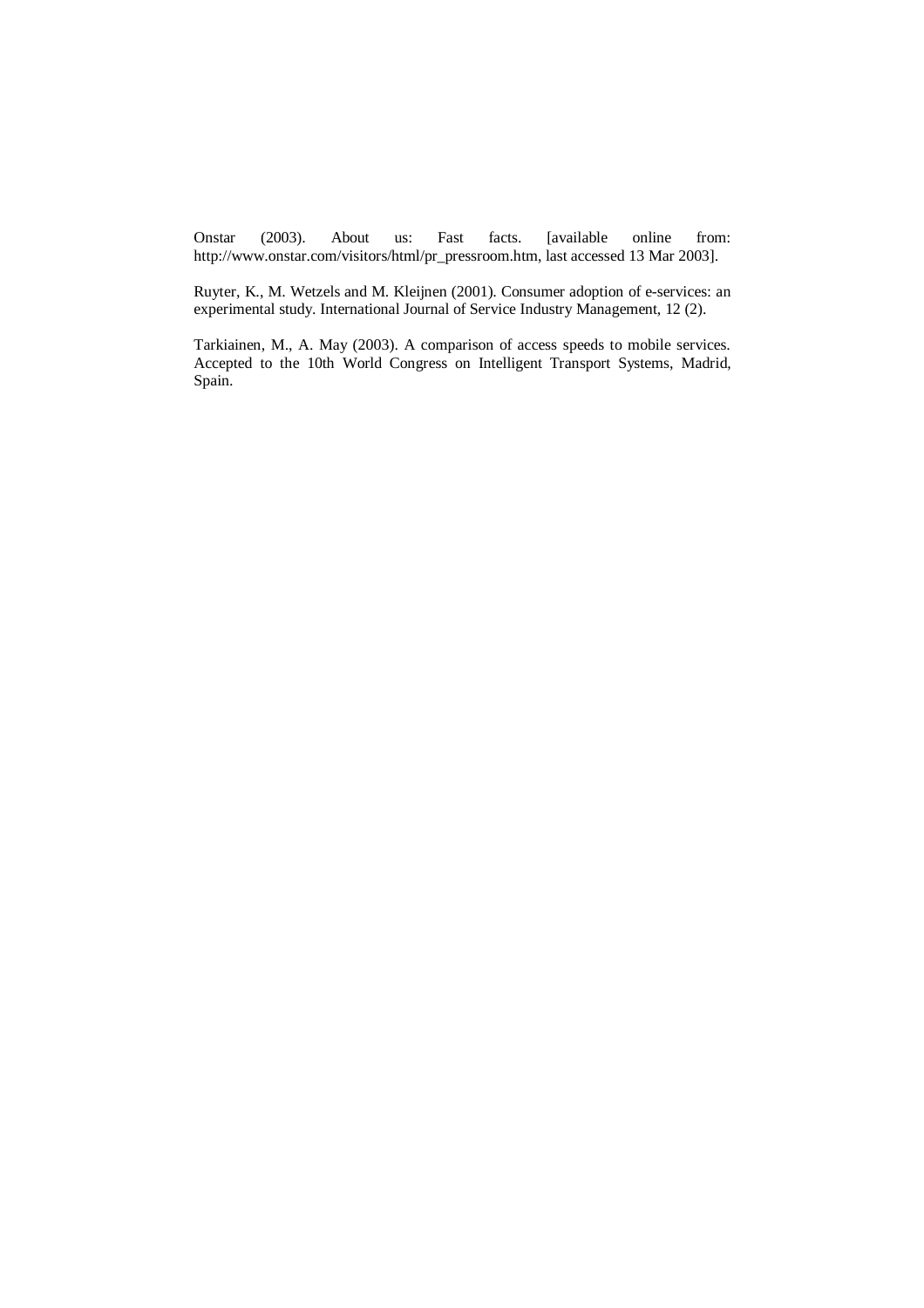Onstar (2003). About us: Fast facts. [available online from: http://www.onstar.com/visitors/html/pr_pressroom.htm, last accessed 13 Mar 2003].

Ruyter, K., M. Wetzels and M. Kleijnen (2001). Consumer adoption of e-services: an experimental study. International Journal of Service Industry Management, 12 (2).

Tarkiainen, M., A. May (2003). A comparison of access speeds to mobile services. Accepted to the 10th World Congress on Intelligent Transport Systems, Madrid, Spain.